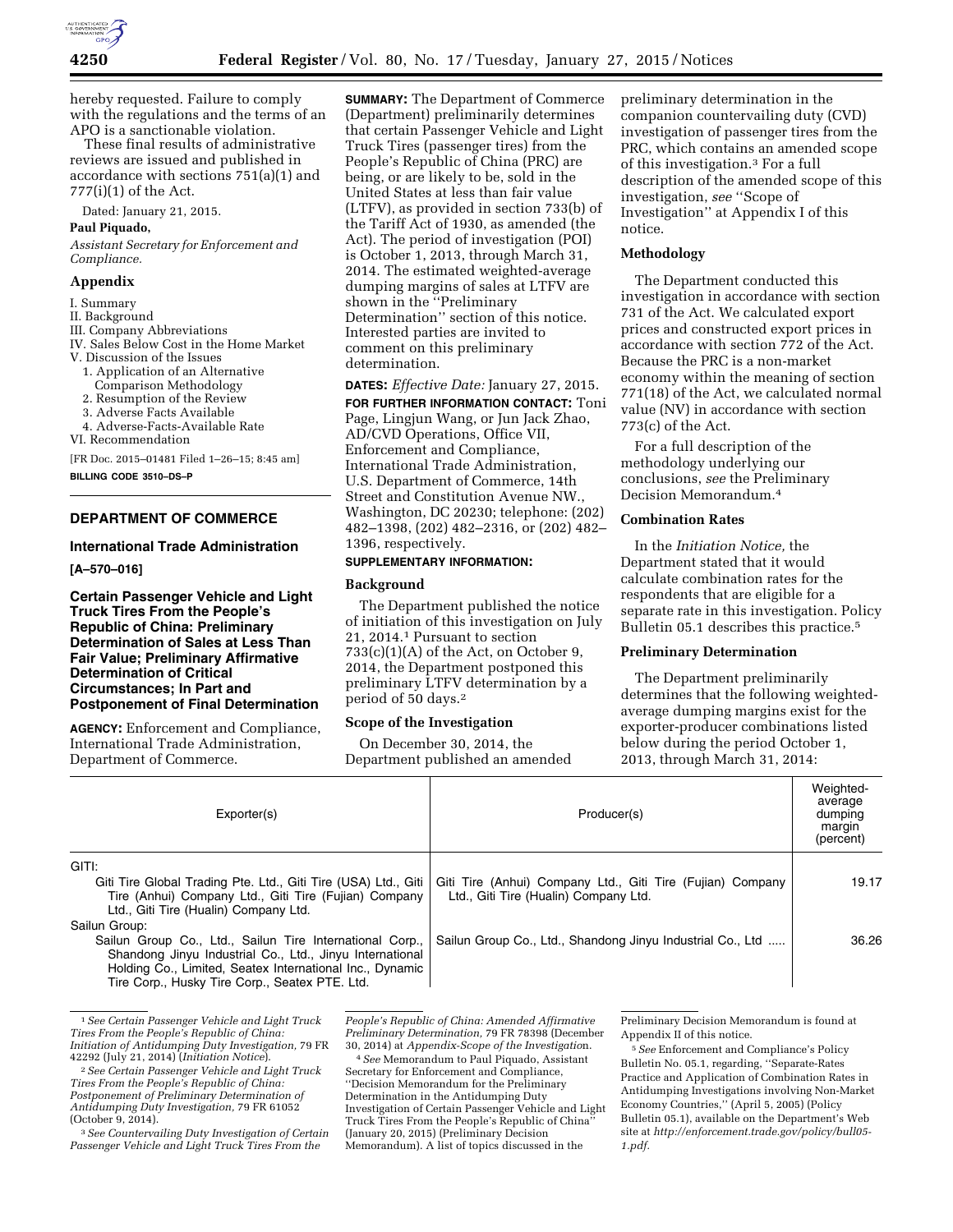hereby requested. Failure to comply with the regulations and the terms of an APO is a sanctionable violation.

These final results of administrative reviews are issued and published in accordance with sections 751(a)(1) and 777(i)(1) of the Act.

Dated: January 21, 2015.

**Paul Piquado,**

*Assistant Secretary for Enforcement and Compliance.*

## Appendix

I. Summary
II. Background
III. Company Abbreviations
IV. Sales Below Cost in the Home Market
V. Discussion of the Issues
  1. Application of an Alternative Comparison Methodology
  2. Resumption of the Review
  3. Adverse Facts Available
  4. Adverse-Facts-Available Rate
VI. Recommendation

[FR Doc. 2015–01481 Filed 1–26–15; 8:45 am]

**BILLING CODE 3510–DS–P**

---

## DEPARTMENT OF COMMERCE

### International Trade Administration

**[A–570–016]**

### Certain Passenger Vehicle and Light Truck Tires From the People's Republic of China: Preliminary Determination of Sales at Less Than Fair Value; Preliminary Affirmative Determination of Critical Circumstances; In Part and Postponement of Final Determination

**AGENCY:** Enforcement and Compliance, International Trade Administration, Department of Commerce.

**SUMMARY:** The Department of Commerce (Department) preliminarily determines that certain Passenger Vehicle and Light Truck Tires (passenger tires) from the People's Republic of China (PRC) are being, or are likely to be, sold in the United States at less than fair value (LTFV), as provided in section 733(b) of the Tariff Act of 1930, as amended (the Act). The period of investigation (POI) is October 1, 2013, through March 31, 2014. The estimated weighted-average dumping margins of sales at LTFV are shown in the ''Preliminary Determination'' section of this notice. Interested parties are invited to comment on this preliminary determination.

**DATES:** *Effective Date:* January 27, 2015.

**FOR FURTHER INFORMATION CONTACT:** Toni Page, Lingjun Wang, or Jun Jack Zhao, AD/CVD Operations, Office VII, Enforcement and Compliance, International Trade Administration, U.S. Department of Commerce, 14th Street and Constitution Avenue NW., Washington, DC 20230; telephone: (202) 482–1398, (202) 482–2316, or (202) 482–1396, respectively.

**SUPPLEMENTARY INFORMATION:**

#### Background

The Department published the notice of initiation of this investigation on July 21, 2014.[1] Pursuant to section 733(c)(1)(A) of the Act, on October 9, 2014, the Department postponed this preliminary LTFV determination by a period of 50 days.[2]

#### Scope of the Investigation

On December 30, 2014, the Department published an amended preliminary determination in the companion countervailing duty (CVD) investigation of passenger tires from the PRC, which contains an amended scope of this investigation.[3] For a full description of the amended scope of this investigation, *see* ''Scope of Investigation'' at Appendix I of this notice.

#### Methodology

The Department conducted this investigation in accordance with section 731 of the Act. We calculated export prices and constructed export prices in accordance with section 772 of the Act. Because the PRC is a non-market economy within the meaning of section 771(18) of the Act, we calculated normal value (NV) in accordance with section 773(c) of the Act.

For a full description of the methodology underlying our conclusions, *see* the Preliminary Decision Memorandum.[4]

#### Combination Rates

In the *Initiation Notice,* the Department stated that it would calculate combination rates for the respondents that are eligible for a separate rate in this investigation. Policy Bulletin 05.1 describes this practice.[5]

#### Preliminary Determination

The Department preliminarily determines that the following weighted-average dumping margins exist for the exporter-producer combinations listed below during the period October 1, 2013, through March 31, 2014:

| Exporter(s) | Producer(s) | Weighted-average dumping margin (percent) |
|---|---|---|
| GITI: | | |
| Giti Tire Global Trading Pte. Ltd., Giti Tire (USA) Ltd., Giti Tire (Anhui) Company Ltd., Giti Tire (Fujian) Company Ltd., Giti Tire (Hualin) Company Ltd. | Giti Tire (Anhui) Company Ltd., Giti Tire (Fujian) Company Ltd., Giti Tire (Hualin) Company Ltd. | 19.17 |
| Sailun Group: | | |
| Sailun Group Co., Ltd., Sailun Tire International Corp., Shandong Jinyu Industrial Co., Ltd., Jinyu International Holding Co., Limited, Seatex International Inc., Dynamic Tire Corp., Husky Tire Corp., Seatex PTE. Ltd. | Sailun Group Co., Ltd., Shandong Jinyu Industrial Co., Ltd ..... | 36.26 |

---

[1] *See Certain Passenger Vehicle and Light Truck Tires From the People's Republic of China: Initiation of Antidumping Duty Investigation,* 79 FR 42292 (July 21, 2014) (*Initiation Notice*).

[2] *See Certain Passenger Vehicle and Light Truck Tires From the People's Republic of China: Postponement of Preliminary Determination of Antidumping Duty Investigation,* 79 FR 61052 (October 9, 2014).

[3] *See Countervailing Duty Investigation of Certain Passenger Vehicle and Light Truck Tires From the People's Republic of China: Amended Affirmative Preliminary Determination,* 79 FR 78398 (December 30, 2014) at *Appendix-Scope of the Investigation.*

[4] *See* Memorandum to Paul Piquado, Assistant Secretary for Enforcement and Compliance, ''Decision Memorandum for the Preliminary Determination in the Antidumping Duty Investigation of Certain Passenger Vehicle and Light Truck Tires From the People's Republic of China'' (January 20, 2015) (Preliminary Decision Memorandum). A list of topics discussed in the Preliminary Decision Memorandum is found at Appendix II of this notice.

[5] *See* Enforcement and Compliance's Policy Bulletin No. 05.1, regarding, ''Separate-Rates Practice and Application of Combination Rates in Antidumping Investigations involving Non-Market Economy Countries,'' (April 5, 2005) (Policy Bulletin 05.1), available on the Department's Web site at *http://enforcement.trade.gov/policy/bull05-1.pdf.*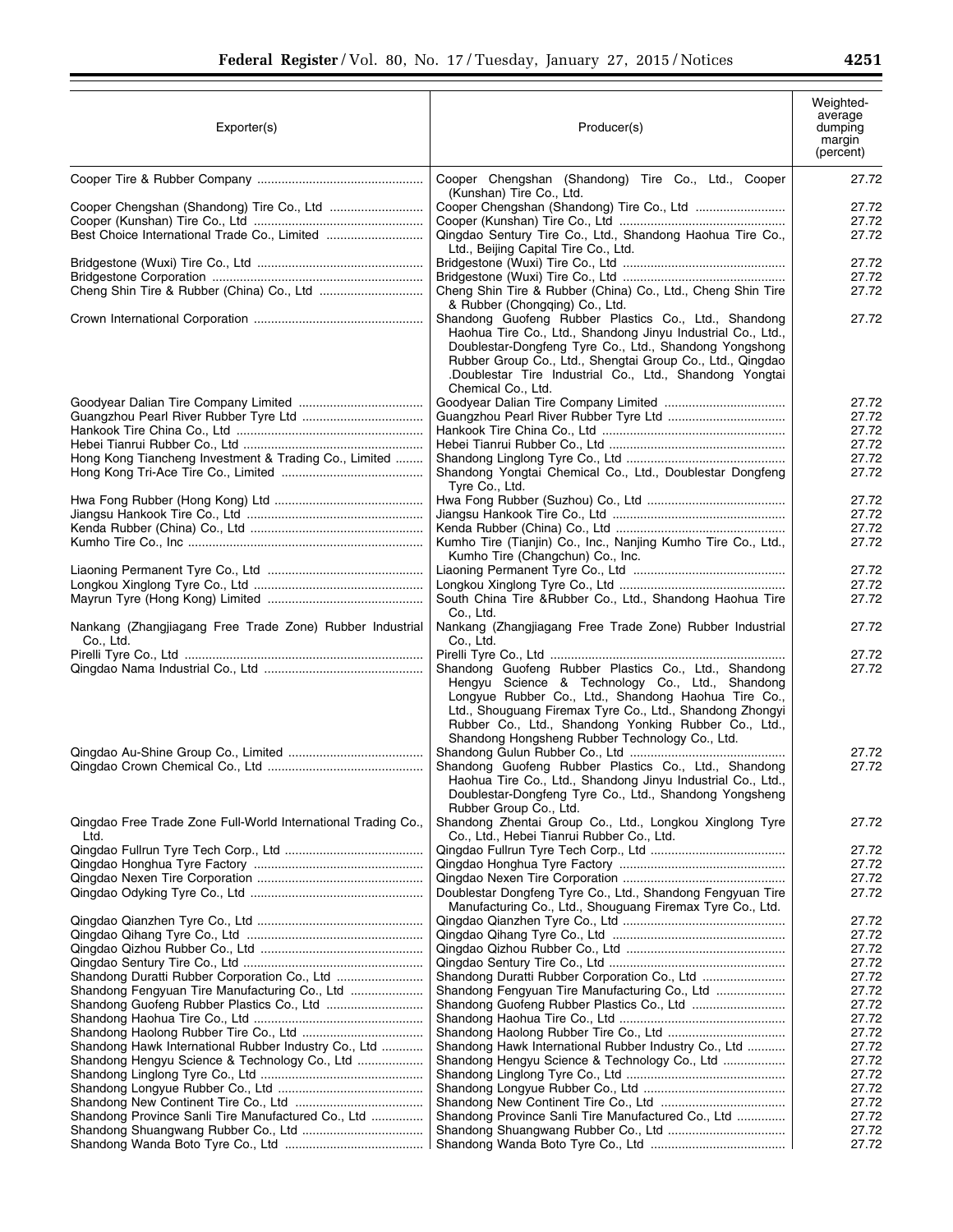| Exporter(s) | Producer(s) | Weighted-average dumping margin (percent) |
|---|---|---|
| Cooper Tire & Rubber Company | Cooper Chengshan (Shandong) Tire Co., Ltd., Cooper (Kunshan) Tire Co., Ltd. | 27.72 |
| Cooper Chengshan (Shandong) Tire Co., Ltd | Cooper Chengshan (Shandong) Tire Co., Ltd | 27.72 |
| Cooper (Kunshan) Tire Co., Ltd | Cooper (Kunshan) Tire Co., Ltd | 27.72 |
| Best Choice International Trade Co., Limited | Qingdao Sentury Tire Co., Ltd., Shandong Haohua Tire Co., Ltd., Beijing Capital Tire Co., Ltd. | 27.72 |
| Bridgestone (Wuxi) Tire Co., Ltd | Bridgestone (Wuxi) Tire Co., Ltd | 27.72 |
| Bridgestone Corporation | Bridgestone (Wuxi) Tire Co., Ltd | 27.72 |
| Cheng Shin Tire & Rubber (China) Co., Ltd | Cheng Shin Tire & Rubber (China) Co., Ltd., Cheng Shin Tire & Rubber (Chongqing) Co., Ltd. | 27.72 |
| Crown International Corporation | Shandong Guofeng Rubber Plastics Co., Ltd., Shandong Haohua Tire Co., Ltd., Shandong Jinyu Industrial Co., Ltd., Doublestar-Dongfeng Tyre Co., Ltd., Shandong Yongshong Rubber Group Co., Ltd., Shengtai Group Co., Ltd., Qingdao .Doublestar Tire Industrial Co., Ltd., Shandong Yongtai Chemical Co., Ltd. | 27.72 |
| Goodyear Dalian Tire Company Limited | Goodyear Dalian Tire Company Limited | 27.72 |
| Guangzhou Pearl River Rubber Tyre Ltd | Guangzhou Pearl River Rubber Tyre Ltd | 27.72 |
| Hankook Tire China Co., Ltd | Hankook Tire China Co., Ltd | 27.72 |
| Hebei Tianrui Rubber Co., Ltd | Hebei Tianrui Rubber Co., Ltd | 27.72 |
| Hong Kong Tiancheng Investment & Trading Co., Limited | Shandong Linglong Tyre Co., Ltd | 27.72 |
| Hong Kong Tri-Ace Tire Co., Limited | Shandong Yongtai Chemical Co., Ltd., Doublestar Dongfeng Tyre Co., Ltd. | 27.72 |
| Hwa Fong Rubber (Hong Kong) Ltd | Hwa Fong Rubber (Suzhou) Co., Ltd | 27.72 |
| Jiangsu Hankook Tire Co., Ltd | Jiangsu Hankook Tire Co., Ltd | 27.72 |
| Kenda Rubber (China) Co., Ltd | Kenda Rubber (China) Co., Ltd | 27.72 |
| Kumho Tire Co., Inc | Kumho Tire (Tianjin) Co., Inc., Nanjing Kumho Tire Co., Ltd., Kumho Tire (Changchun) Co., Inc. | 27.72 |
| Liaoning Permanent Tyre Co., Ltd | Liaoning Permanent Tyre Co., Ltd | 27.72 |
| Longkou Xinglong Tyre Co., Ltd | Longkou Xinglong Tyre Co., Ltd | 27.72 |
| Mayrun Tyre (Hong Kong) Limited | South China Tire &Rubber Co., Ltd., Shandong Haohua Tire Co., Ltd. | 27.72 |
| Nankang (Zhangjiagang Free Trade Zone) Rubber Industrial Co., Ltd. | Nankang (Zhangjiagang Free Trade Zone) Rubber Industrial Co., Ltd. | 27.72 |
| Pirelli Tyre Co., Ltd | Pirelli Tyre Co., Ltd | 27.72 |
| Qingdao Nama Industrial Co., Ltd | Shandong Guofeng Rubber Plastics Co., Ltd., Shandong Hengyu Science & Technology Co., Ltd., Shandong Longyue Rubber Co., Ltd., Shandong Haohua Tire Co., Ltd., Shouguang Firemax Tyre Co., Ltd., Shandong Zhongyi Rubber Co., Ltd., Shandong Yonking Rubber Co., Ltd., Shandong Hongsheng Rubber Technology Co., Ltd. | 27.72 |
| Qingdao Au-Shine Group Co., Limited | Shandong Gulun Rubber Co., Ltd | 27.72 |
| Qingdao Crown Chemical Co., Ltd | Shandong Guofeng Rubber Plastics Co., Ltd., Shandong Haohua Tire Co., Ltd., Shandong Jinyu Industrial Co., Ltd., Doublestar-Dongfeng Tyre Co., Ltd., Shandong Yongsheng Rubber Group Co., Ltd. | 27.72 |
| Qingdao Free Trade Zone Full-World International Trading Co., Ltd. | Shandong Zhentai Group Co., Ltd., Longkou Xinglong Tyre Co., Ltd., Hebei Tianrui Rubber Co., Ltd. | 27.72 |
| Qingdao Fullrun Tyre Tech Corp., Ltd | Qingdao Fullrun Tyre Tech Corp., Ltd | 27.72 |
| Qingdao Honghua Tyre Factory | Qingdao Honghua Tyre Factory | 27.72 |
| Qingdao Nexen Tire Corporation | Qingdao Nexen Tire Corporation | 27.72 |
| Qingdao Odyking Tyre Co., Ltd | Doublestar Dongfeng Tyre Co., Ltd., Shandong Fengyuan Tire Manufacturing Co., Ltd., Shouguang Firemax Tyre Co., Ltd. | 27.72 |
| Qingdao Qianzhen Tyre Co., Ltd | Qingdao Qianzhen Tyre Co., Ltd | 27.72 |
| Qingdao Qihang Tyre Co., Ltd | Qingdao Qihang Tyre Co., Ltd | 27.72 |
| Qingdao Qizhou Rubber Co., Ltd | Qingdao Qizhou Rubber Co., Ltd | 27.72 |
| Qingdao Sentury Tire Co., Ltd | Qingdao Sentury Tire Co., Ltd | 27.72 |
| Shandong Duratti Rubber Corporation Co., Ltd | Shandong Duratti Rubber Corporation Co., Ltd | 27.72 |
| Shandong Fengyuan Tire Manufacturing Co., Ltd | Shandong Fengyuan Tire Manufacturing Co., Ltd | 27.72 |
| Shandong Guofeng Rubber Plastics Co., Ltd | Shandong Guofeng Rubber Plastics Co., Ltd | 27.72 |
| Shandong Haohua Tire Co., Ltd | Shandong Haohua Tire Co., Ltd | 27.72 |
| Shandong Haolong Rubber Tire Co., Ltd | Shandong Haolong Rubber Tire Co., Ltd | 27.72 |
| Shandong Hawk International Rubber Industry Co., Ltd | Shandong Hawk International Rubber Industry Co., Ltd | 27.72 |
| Shandong Hengyu Science & Technology Co., Ltd | Shandong Hengyu Science & Technology Co., Ltd | 27.72 |
| Shandong Linglong Tyre Co., Ltd | Shandong Linglong Tyre Co., Ltd | 27.72 |
| Shandong Longyue Rubber Co., Ltd | Shandong Longyue Rubber Co., Ltd | 27.72 |
| Shandong New Continent Tire Co., Ltd | Shandong New Continent Tire Co., Ltd | 27.72 |
| Shandong Province Sanli Tire Manufactured Co., Ltd | Shandong Province Sanli Tire Manufactured Co., Ltd | 27.72 |
| Shandong Shuangwang Rubber Co., Ltd | Shandong Shuangwang Rubber Co., Ltd | 27.72 |
| Shandong Wanda Boto Tyre Co., Ltd | Shandong Wanda Boto Tyre Co., Ltd | 27.72 |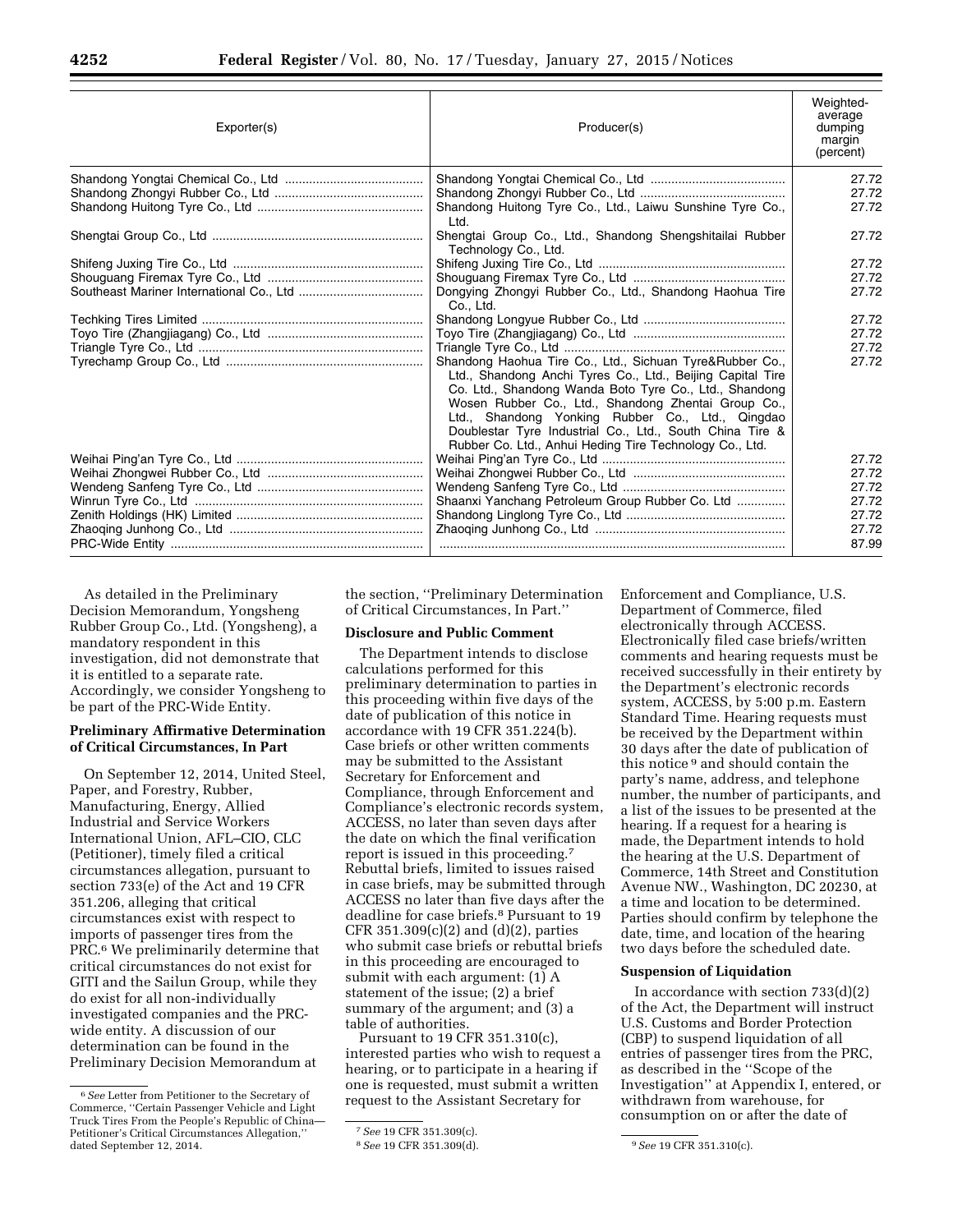| Exporter(s) | Producer(s) | Weighted-average dumping margin (percent) |
|---|---|---|
| Shandong Yongtai Chemical Co., Ltd | Shandong Yongtai Chemical Co., Ltd | 27.72 |
| Shandong Zhongyi Rubber Co., Ltd | Shandong Zhongyi Rubber Co., Ltd | 27.72 |
| Shandong Huitong Tyre Co., Ltd | Shandong Huitong Tyre Co., Ltd., Laiwu Sunshine Tyre Co., Ltd. | 27.72 |
| Shengtai Group Co., Ltd | Shengtai Group Co., Ltd., Shandong Shengshitailai Rubber Technology Co., Ltd. | 27.72 |
| Shifeng Juxing Tire Co., Ltd | Shifeng Juxing Tire Co., Ltd | 27.72 |
| Shouguang Firemax Tyre Co., Ltd | Shouguang Firemax Tyre Co., Ltd | 27.72 |
| Southeast Mariner International Co., Ltd | Dongying Zhongyi Rubber Co., Ltd., Shandong Haohua Tire Co., Ltd. | 27.72 |
| Techking Tires Limited | Shandong Longyue Rubber Co., Ltd | 27.72 |
| Toyo Tire (Zhangjiagang) Co., Ltd | Toyo Tire (Zhangjiagang) Co., Ltd | 27.72 |
| Triangle Tyre Co., Ltd | Triangle Tyre Co., Ltd | 27.72 |
| Tyrechamp Group Co., Ltd | Shandong Haohua Tire Co., Ltd., Sichuan Tyre&Rubber Co., Ltd., Shandong Anchi Tyres Co., Ltd., Beijing Capital Tire Co. Ltd., Shandong Wanda Boto Tyre Co., Ltd., Shandong Wosen Rubber Co., Ltd., Shandong Zhentai Group Co., Ltd., Shandong Yonking Rubber Co., Ltd., Qingdao Doublestar Tyre Industrial Co., Ltd., South China Tire & Rubber Co. Ltd., Anhui Heding Tire Technology Co., Ltd. | 27.72 |
| Weihai Ping'an Tyre Co., Ltd | Weihai Ping'an Tyre Co., Ltd | 27.72 |
| Weihai Zhongwei Rubber Co., Ltd | Weihai Zhongwei Rubber Co., Ltd | 27.72 |
| Wendeng Sanfeng Tyre Co., Ltd | Wendeng Sanfeng Tyre Co., Ltd | 27.72 |
| Winrun Tyre Co., Ltd | Shaanxi Yanchang Petroleum Group Rubber Co. Ltd | 27.72 |
| Zenith Holdings (HK) Limited | Shandong Linglong Tyre Co., Ltd | 27.72 |
| Zhaoqing Junhong Co., Ltd | Zhaoqing Junhong Co., Ltd | 27.72 |
| PRC-Wide Entity | | 87.99 |

As detailed in the Preliminary Decision Memorandum, Yongsheng Rubber Group Co., Ltd. (Yongsheng), a mandatory respondent in this investigation, did not demonstrate that it is entitled to a separate rate. Accordingly, we consider Yongsheng to be part of the PRC-Wide Entity.

## Preliminary Affirmative Determination of Critical Circumstances, In Part

On September 12, 2014, United Steel, Paper, and Forestry, Rubber, Manufacturing, Energy, Allied Industrial and Service Workers International Union, AFL–CIO, CLC (Petitioner), timely filed a critical circumstances allegation, pursuant to section 733(e) of the Act and 19 CFR 351.206, alleging that critical circumstances exist with respect to imports of passenger tires from the PRC.[6] We preliminarily determine that critical circumstances do not exist for GITI and the Sailun Group, while they do exist for all non-individually investigated companies and the PRC-wide entity. A discussion of our determination can be found in the Preliminary Decision Memorandum at the section, ''Preliminary Determination of Critical Circumstances, In Part.''

## Disclosure and Public Comment

The Department intends to disclose calculations performed for this preliminary determination to parties in this proceeding within five days of the date of publication of this notice in accordance with 19 CFR 351.224(b). Case briefs or other written comments may be submitted to the Assistant Secretary for Enforcement and Compliance, through Enforcement and Compliance's electronic records system, ACCESS, no later than seven days after the date on which the final verification report is issued in this proceeding.[7] Rebuttal briefs, limited to issues raised in case briefs, may be submitted through ACCESS no later than five days after the deadline for case briefs.[8] Pursuant to 19 CFR 351.309(c)(2) and (d)(2), parties who submit case briefs or rebuttal briefs in this proceeding are encouraged to submit with each argument: (1) A statement of the issue; (2) a brief summary of the argument; and (3) a table of authorities.

Pursuant to 19 CFR 351.310(c), interested parties who wish to request a hearing, or to participate in a hearing if one is requested, must submit a written request to the Assistant Secretary for Enforcement and Compliance, U.S. Department of Commerce, filed electronically through ACCESS. Electronically filed case briefs/written comments and hearing requests must be received successfully in their entirety by the Department's electronic records system, ACCESS, by 5:00 p.m. Eastern Standard Time. Hearing requests must be received by the Department within 30 days after the date of publication of this notice[9] and should contain the party's name, address, and telephone number, the number of participants, and a list of the issues to be presented at the hearing. If a request for a hearing is made, the Department intends to hold the hearing at the U.S. Department of Commerce, 14th Street and Constitution Avenue NW., Washington, DC 20230, at a time and location to be determined. Parties should confirm by telephone the date, time, and location of the hearing two days before the scheduled date.

## Suspension of Liquidation

In accordance with section 733(d)(2) of the Act, the Department will instruct U.S. Customs and Border Protection (CBP) to suspend liquidation of all entries of passenger tires from the PRC, as described in the ''Scope of the Investigation'' at Appendix I, entered, or withdrawn from warehouse, for consumption on or after the date of

---

[6] *See* Letter from Petitioner to the Secretary of Commerce, ''Certain Passenger Vehicle and Light Truck Tires From the People's Republic of China—Petitioner's Critical Circumstances Allegation,'' dated September 12, 2014.

[7] *See* 19 CFR 351.309(c).

[8] *See* 19 CFR 351.309(d).

[9] *See* 19 CFR 351.310(c).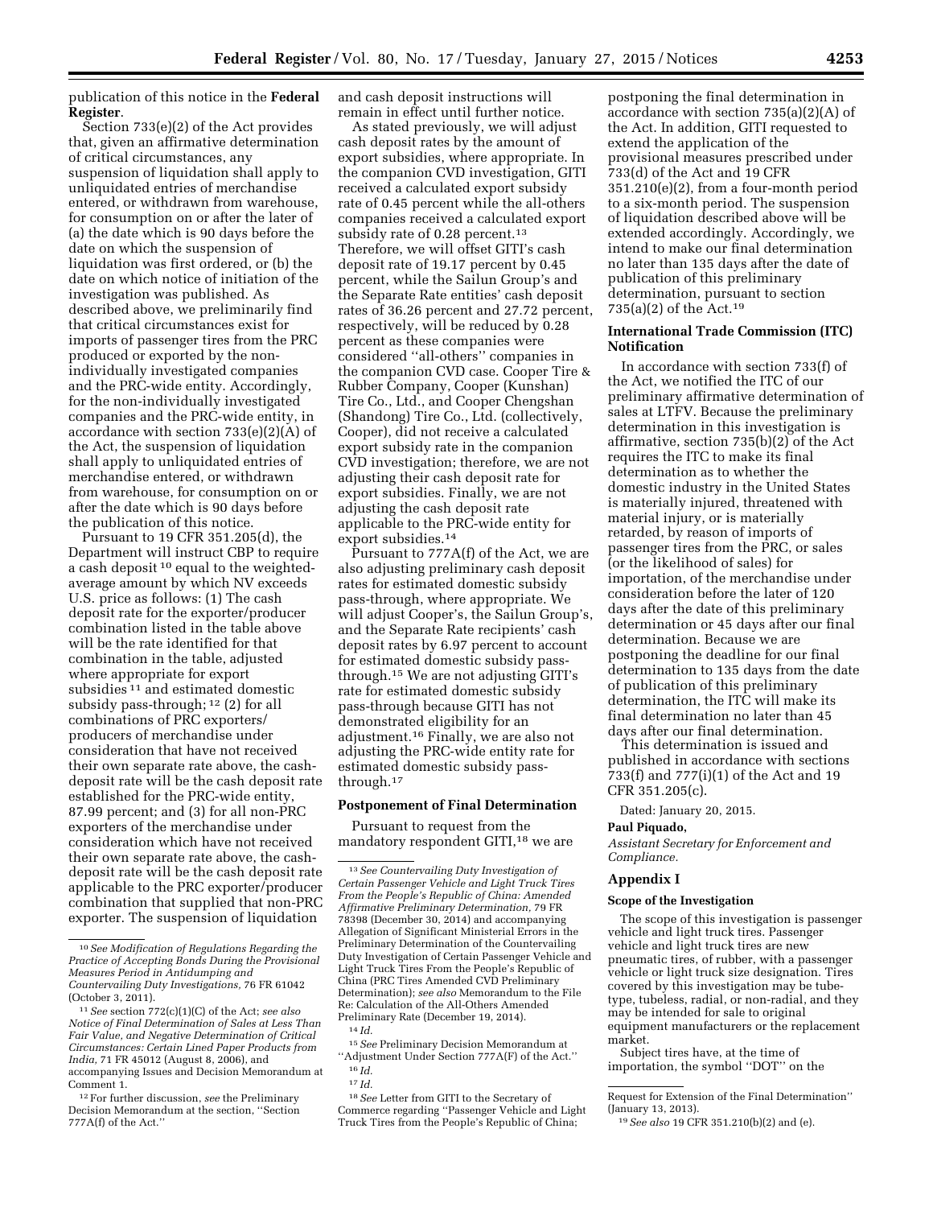publication of this notice in the **Federal Register**.

Section 733(e)(2) of the Act provides that, given an affirmative determination of critical circumstances, any suspension of liquidation shall apply to unliquidated entries of merchandise entered, or withdrawn from warehouse, for consumption on or after the later of (a) the date which is 90 days before the date on which the suspension of liquidation was first ordered, or (b) the date on which notice of initiation of the investigation was published. As described above, we preliminarily find that critical circumstances exist for imports of passenger tires from the PRC produced or exported by the non-individually investigated companies and the PRC-wide entity. Accordingly, for the non-individually investigated companies and the PRC-wide entity, in accordance with section 733(e)(2)(A) of the Act, the suspension of liquidation shall apply to unliquidated entries of merchandise entered, or withdrawn from warehouse, for consumption on or after the date which is 90 days before the publication of this notice.

Pursuant to 19 CFR 351.205(d), the Department will instruct CBP to require a cash deposit [10] equal to the weighted-average amount by which NV exceeds U.S. price as follows: (1) The cash deposit rate for the exporter/producer combination listed in the table above will be the rate identified for that combination in the table, adjusted where appropriate for export subsidies [11] and estimated domestic subsidy pass-through; [12] (2) for all combinations of PRC exporters/producers of merchandise under consideration that have not received their own separate rate above, the cash-deposit rate will be the cash deposit rate established for the PRC-wide entity, 87.99 percent; and (3) for all non-PRC exporters of the merchandise under consideration which have not received their own separate rate above, the cash-deposit rate will be the cash deposit rate applicable to the PRC exporter/producer combination that supplied that non-PRC exporter. The suspension of liquidation and cash deposit instructions will remain in effect until further notice.

As stated previously, we will adjust cash deposit rates by the amount of export subsidies, where appropriate. In the companion CVD investigation, GITI received a calculated export subsidy rate of 0.45 percent while the all-others companies received a calculated export subsidy rate of 0.28 percent.[13] Therefore, we will offset GITI's cash deposit rate of 19.17 percent by 0.45 percent, while the Sailun Group's and the Separate Rate entities' cash deposit rates of 36.26 percent and 27.72 percent, respectively, will be reduced by 0.28 percent as these companies were considered "all-others" companies in the companion CVD case. Cooper Tire & Rubber Company, Cooper (Kunshan) Tire Co., Ltd., and Cooper Chengshan (Shandong) Tire Co., Ltd. (collectively, Cooper), did not receive a calculated export subsidy rate in the companion CVD investigation; therefore, we are not adjusting their cash deposit rate for export subsidies. Finally, we are not adjusting the cash deposit rate applicable to the PRC-wide entity for export subsidies.[14]

Pursuant to 777A(f) of the Act, we are also adjusting preliminary cash deposit rates for estimated domestic subsidy pass-through, where appropriate. We will adjust Cooper's, the Sailun Group's, and the Separate Rate recipients' cash deposit rates by 6.97 percent to account for estimated domestic subsidy pass-through.[15] We are not adjusting GITI's rate for estimated domestic subsidy pass-through because GITI has not demonstrated eligibility for an adjustment.[16] Finally, we are also not adjusting the PRC-wide entity rate for estimated domestic subsidy pass-through.[17]

## Postponement of Final Determination

Pursuant to request from the mandatory respondent GITI,[18] we are postponing the final determination in accordance with section 735(a)(2)(A) of the Act. In addition, GITI requested to extend the application of the provisional measures prescribed under 733(d) of the Act and 19 CFR 351.210(e)(2), from a four-month period to a six-month period. The suspension of liquidation described above will be extended accordingly. Accordingly, we intend to make our final determination no later than 135 days after the date of publication of this preliminary determination, pursuant to section 735(a)(2) of the Act.[19]

## International Trade Commission (ITC) Notification

In accordance with section 733(f) of the Act, we notified the ITC of our preliminary affirmative determination of sales at LTFV. Because the preliminary determination in this investigation is affirmative, section 735(b)(2) of the Act requires the ITC to make its final determination as to whether the domestic industry in the United States is materially injured, threatened with material injury, or is materially retarded, by reason of imports of passenger tires from the PRC, or sales (or the likelihood of sales) for importation, of the merchandise under consideration before the later of 120 days after the date of this preliminary determination or 45 days after our final determination. Because we are postponing the deadline for our final determination to 135 days from the date of publication of this preliminary determination, the ITC will make its final determination no later than 45 days after our final determination.

This determination is issued and published in accordance with sections 733(f) and 777(i)(1) of the Act and 19 CFR 351.205(c).

Dated: January 20, 2015.

**Paul Piquado,**

*Assistant Secretary for Enforcement and Compliance.*

## Appendix I

### Scope of the Investigation

The scope of this investigation is passenger vehicle and light truck tires. Passenger vehicle and light truck tires are new pneumatic tires, of rubber, with a passenger vehicle or light truck size designation. Tires covered by this investigation may be tube-type, tubeless, radial, or non-radial, and they may be intended for sale to original equipment manufacturers or the replacement market.

Subject tires have, at the time of importation, the symbol "DOT" on the

---

[10] *See Modification of Regulations Regarding the Practice of Accepting Bonds During the Provisional Measures Period in Antidumping and Countervailing Duty Investigations,* 76 FR 61042 (October 3, 2011).

[11] *See* section 772(c)(1)(C) of the Act; *see also Notice of Final Determination of Sales at Less Than Fair Value, and Negative Determination of Critical Circumstances: Certain Lined Paper Products from India,* 71 FR 45012 (August 8, 2006), and accompanying Issues and Decision Memorandum at Comment 1.

[12] For further discussion, *see* the Preliminary Decision Memorandum at the section, "Section 777A(f) of the Act."

[13] *See Countervailing Duty Investigation of Certain Passenger Vehicle and Light Truck Tires From the People's Republic of China: Amended Affirmative Preliminary Determination,* 79 FR 78398 (December 30, 2014) and accompanying Allegation of Significant Ministerial Errors in the Preliminary Determination of the Countervailing Duty Investigation of Certain Passenger Vehicle and Light Truck Tires From the People's Republic of China (PRC Tires Amended CVD Preliminary Determination); *see also* Memorandum to the File Re: Calculation of the All-Others Amended Preliminary Rate (December 19, 2014).

[14] *Id.*

[15] *See* Preliminary Decision Memorandum at "Adjustment Under Section 777A(F) of the Act."

[16] *Id.*

[17] *Id.*

[18] *See* Letter from GITI to the Secretary of Commerce regarding "Passenger Vehicle and Light Truck Tires from the People's Republic of China; Request for Extension of the Final Determination" (January 13, 2013).

[19] *See also* 19 CFR 351.210(b)(2) and (e).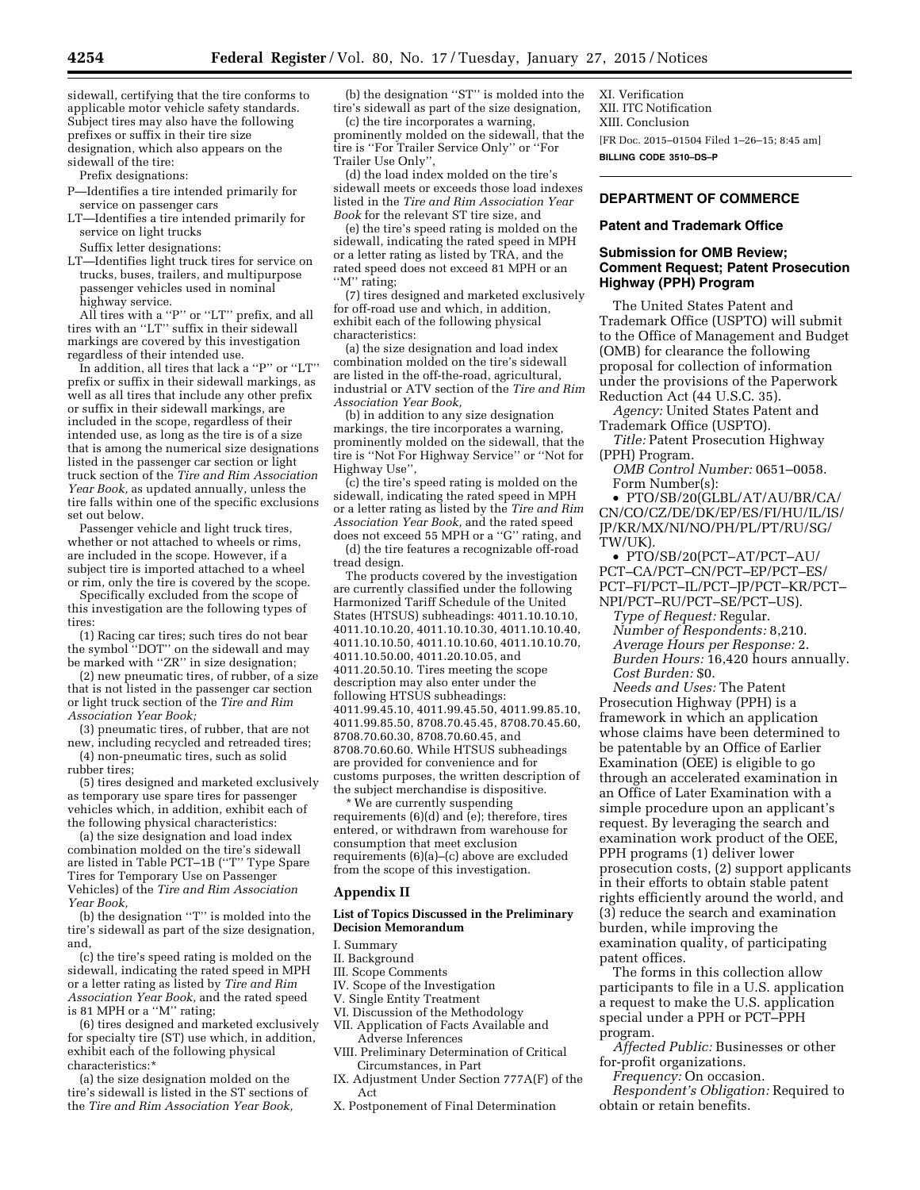sidewall, certifying that the tire conforms to applicable motor vehicle safety standards. Subject tires may also have the following prefixes or suffix in their tire size designation, which also appears on the sidewall of the tire:

Prefix designations:

P—Identifies a tire intended primarily for service on passenger cars

LT—Identifies a tire intended primarily for service on light trucks

Suffix letter designations:

LT—Identifies light truck tires for service on trucks, buses, trailers, and multipurpose passenger vehicles used in nominal highway service.

All tires with a ''P'' or ''LT'' prefix, and all tires with an ''LT'' suffix in their sidewall markings are covered by this investigation regardless of their intended use.

In addition, all tires that lack a ''P'' or ''LT'' prefix or suffix in their sidewall markings, as well as all tires that include any other prefix or suffix in their sidewall markings, are included in the scope, regardless of their intended use, as long as the tire is of a size that is among the numerical size designations listed in the passenger car section or light truck section of the *Tire and Rim Association Year Book,* as updated annually, unless the tire falls within one of the specific exclusions set out below.

Passenger vehicle and light truck tires, whether or not attached to wheels or rims, are included in the scope. However, if a subject tire is imported attached to a wheel or rim, only the tire is covered by the scope.

Specifically excluded from the scope of this investigation are the following types of tires:

(1) Racing car tires; such tires do not bear the symbol ''DOT'' on the sidewall and may be marked with ''ZR'' in size designation;

(2) new pneumatic tires, of rubber, of a size that is not listed in the passenger car section or light truck section of the *Tire and Rim Association Year Book;*

(3) pneumatic tires, of rubber, that are not new, including recycled and retreaded tires;

(4) non-pneumatic tires, such as solid rubber tires;

(5) tires designed and marketed exclusively as temporary use spare tires for passenger vehicles which, in addition, exhibit each of the following physical characteristics:

(a) the size designation and load index combination molded on the tire's sidewall are listed in Table PCT–1B (''T'' Type Spare Tires for Temporary Use on Passenger Vehicles) of the *Tire and Rim Association Year Book,*

(b) the designation ''T'' is molded into the tire's sidewall as part of the size designation, and,

(c) the tire's speed rating is molded on the sidewall, indicating the rated speed in MPH or a letter rating as listed by *Tire and Rim Association Year Book,* and the rated speed is 81 MPH or a ''M'' rating;

(6) tires designed and marketed exclusively for specialty tire (ST) use which, in addition, exhibit each of the following physical characteristics:*

(a) the size designation molded on the tire's sidewall is listed in the ST sections of the *Tire and Rim Association Year Book,*

(b) the designation ''ST'' is molded into the tire's sidewall as part of the size designation,

(c) the tire incorporates a warning, prominently molded on the sidewall, that the tire is ''For Trailer Service Only'' or ''For Trailer Use Only'',

(d) the load index molded on the tire's sidewall meets or exceeds those load indexes listed in the *Tire and Rim Association Year Book* for the relevant ST tire size, and

(e) the tire's speed rating is molded on the sidewall, indicating the rated speed in MPH or a letter rating as listed by TRA, and the rated speed does not exceed 81 MPH or an ''M'' rating;

(7) tires designed and marketed exclusively for off-road use and which, in addition, exhibit each of the following physical characteristics:

(a) the size designation and load index combination molded on the tire's sidewall are listed in the off-the-road, agricultural, industrial or ATV section of the *Tire and Rim Association Year Book,*

(b) in addition to any size designation markings, the tire incorporates a warning, prominently molded on the sidewall, that the tire is ''Not For Highway Service'' or ''Not for Highway Use'',

(c) the tire's speed rating is molded on the sidewall, indicating the rated speed in MPH or a letter rating as listed by the *Tire and Rim Association Year Book,* and the rated speed does not exceed 55 MPH or a ''G'' rating, and

(d) the tire features a recognizable off-road tread design.

The products covered by the investigation are currently classified under the following Harmonized Tariff Schedule of the United States (HTSUS) subheadings: 4011.10.10.10, 4011.10.10.20, 4011.10.10.30, 4011.10.10.40, 4011.10.10.50, 4011.10.10.60, 4011.10.10.70, 4011.10.50.00, 4011.20.10.05, and 4011.20.50.10. Tires meeting the scope description may also enter under the following HTSUS subheadings: 4011.99.45.10, 4011.99.45.50, 4011.99.85.10, 4011.99.85.50, 8708.70.45.45, 8708.70.45.60, 8708.70.60.30, 8708.70.60.45, and 8708.70.60.60. While HTSUS subheadings are provided for convenience and for customs purposes, the written description of the subject merchandise is dispositive.

\* We are currently suspending requirements (6)(d) and (e); therefore, tires entered, or withdrawn from warehouse for consumption that meet exclusion requirements (6)(a)–(c) above are excluded from the scope of this investigation.

## Appendix II

### List of Topics Discussed in the Preliminary Decision Memorandum

I. Summary
II. Background
III. Scope Comments
IV. Scope of the Investigation
V. Single Entity Treatment
VI. Discussion of the Methodology
VII. Application of Facts Available and Adverse Inferences
VIII. Preliminary Determination of Critical Circumstances, in Part
IX. Adjustment Under Section 777A(F) of the Act
X. Postponement of Final Determination
XI. Verification
XII. ITC Notification
XIII. Conclusion

[FR Doc. 2015–01504 Filed 1–26–15; 8:45 am]

**BILLING CODE 3510–DS–P**

## DEPARTMENT OF COMMERCE

### Patent and Trademark Office

### Submission for OMB Review; Comment Request; Patent Prosecution Highway (PPH) Program

The United States Patent and Trademark Office (USPTO) will submit to the Office of Management and Budget (OMB) for clearance the following proposal for collection of information under the provisions of the Paperwork Reduction Act (44 U.S.C. 35).

*Agency:* United States Patent and Trademark Office (USPTO).

*Title:* Patent Prosecution Highway (PPH) Program.

*OMB Control Number:* 0651–0058.

Form Number(s):

- PTO/SB/20(GLBL/AT/AU/BR/CA/CN/CO/CZ/DE/DK/EP/ES/FI/HU/IL/IS/JP/KR/MX/NI/NO/PH/PL/PT/RU/SG/TW/UK).
- PTO/SB/20(PCT–AT/PCT–AU/PCT–CA/PCT–CN/PCT–EP/PCT–ES/PCT–FI/PCT–IL/PCT–JP/PCT–KR/PCT–NPI/PCT–RU/PCT–SE/PCT–US).

*Type of Request:* Regular.

*Number of Respondents:* 8,210.

*Average Hours per Response:* 2.

*Burden Hours:* 16,420 hours annually.

*Cost Burden:* $0.

*Needs and Uses:* The Patent Prosecution Highway (PPH) is a framework in which an application whose claims have been determined to be patentable by an Office of Earlier Examination (OEE) is eligible to go through an accelerated examination in an Office of Later Examination with a simple procedure upon an applicant's request. By leveraging the search and examination work product of the OEE, PPH programs (1) deliver lower prosecution costs, (2) support applicants in their efforts to obtain stable patent rights efficiently around the world, and (3) reduce the search and examination burden, while improving the examination quality, of participating patent offices.

The forms in this collection allow participants to file in a U.S. application a request to make the U.S. application special under a PPH or PCT–PPH program.

*Affected Public:* Businesses or other for-profit organizations.

*Frequency:* On occasion.

*Respondent's Obligation:* Required to obtain or retain benefits.